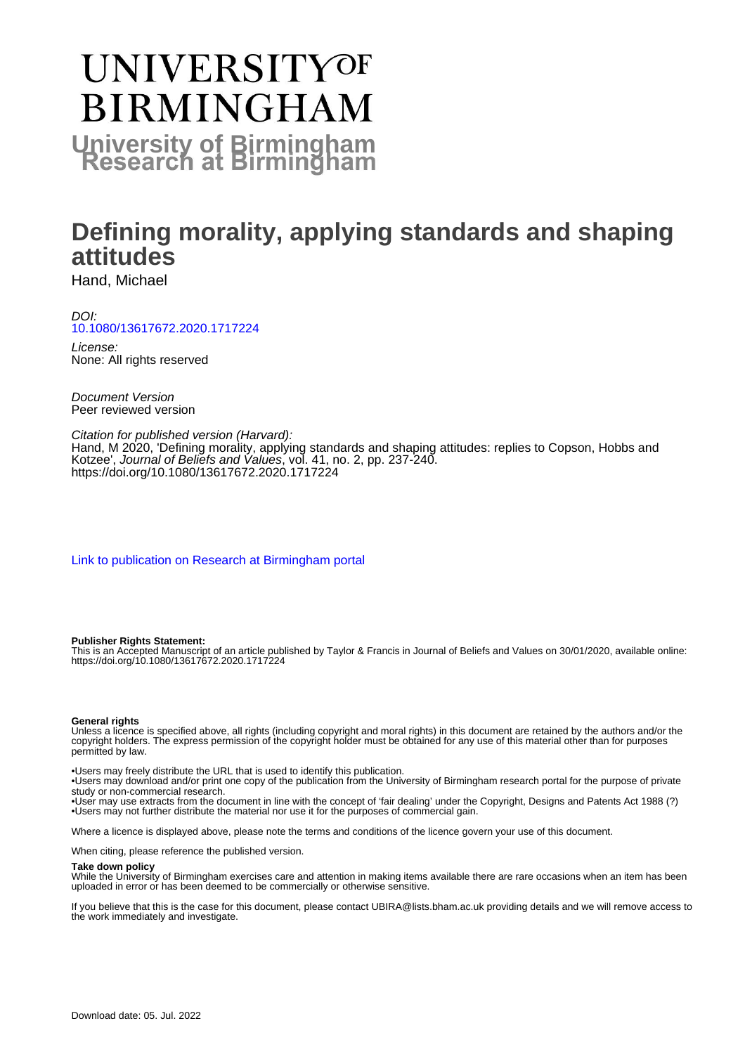# UNIVERSITY OF BIRMINGHAM

**University of Birmingham Research at Birmingham**

# Defining morality, applying standards and shaping attitudes

Hand, Michael

*DOI:*
[10.1080/13617672.2020.1717224](https://doi.org/10.1080/13617672.2020.1717224)

*License:*
None: All rights reserved

*Document Version*
Peer reviewed version

*Citation for published version (Harvard):*
Hand, M 2020, 'Defining morality, applying standards and shaping attitudes: replies to Copson, Hobbs and Kotzee', *Journal of Beliefs and Values*, vol. 41, no. 2, pp. 237-240.
https://doi.org/10.1080/13617672.2020.1717224

[Link to publication on Research at Birmingham portal](#)

**Publisher Rights Statement:**
This is an Accepted Manuscript of an article published by Taylor & Francis in Journal of Beliefs and Values on 30/01/2020, available online: https://doi.org/10.1080/13617672.2020.1717224

**General rights**
Unless a licence is specified above, all rights (including copyright and moral rights) in this document are retained by the authors and/or the copyright holders. The express permission of the copyright holder must be obtained for any use of this material other than for purposes permitted by law.

•Users may freely distribute the URL that is used to identify this publication.
•Users may download and/or print one copy of the publication from the University of Birmingham research portal for the purpose of private study or non-commercial research.
•User may use extracts from the document in line with the concept of 'fair dealing' under the Copyright, Designs and Patents Act 1988 (?)
•Users may not further distribute the material nor use it for the purposes of commercial gain.

Where a licence is displayed above, please note the terms and conditions of the licence govern your use of this document.

When citing, please reference the published version.

**Take down policy**
While the University of Birmingham exercises care and attention in making items available there are rare occasions when an item has been uploaded in error or has been deemed to be commercially or otherwise sensitive.

If you believe that this is the case for this document, please contact UBIRA@lists.bham.ac.uk providing details and we will remove access to the work immediately and investigate.

Download date: 05. Jul. 2022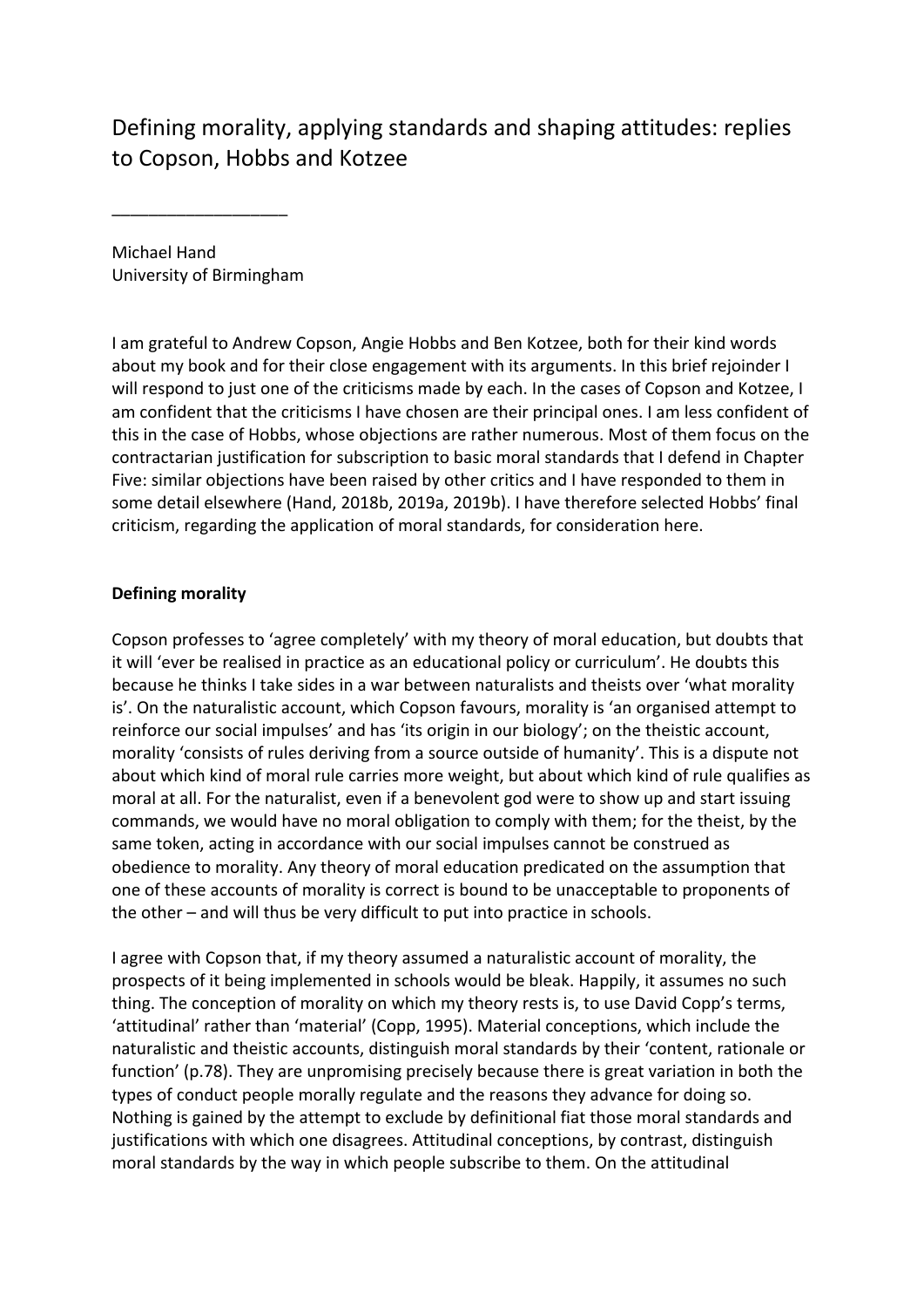# Defining morality, applying standards and shaping attitudes: replies to Copson, Hobbs and Kotzee

___________________

Michael Hand
University of Birmingham

I am grateful to Andrew Copson, Angie Hobbs and Ben Kotzee, both for their kind words about my book and for their close engagement with its arguments. In this brief rejoinder I will respond to just one of the criticisms made by each. In the cases of Copson and Kotzee, I am confident that the criticisms I have chosen are their principal ones. I am less confident of this in the case of Hobbs, whose objections are rather numerous. Most of them focus on the contractarian justification for subscription to basic moral standards that I defend in Chapter Five: similar objections have been raised by other critics and I have responded to them in some detail elsewhere (Hand, 2018b, 2019a, 2019b). I have therefore selected Hobbs' final criticism, regarding the application of moral standards, for consideration here.

**Defining morality**

Copson professes to 'agree completely' with my theory of moral education, but doubts that it will 'ever be realised in practice as an educational policy or curriculum'. He doubts this because he thinks I take sides in a war between naturalists and theists over 'what morality is'. On the naturalistic account, which Copson favours, morality is 'an organised attempt to reinforce our social impulses' and has 'its origin in our biology'; on the theistic account, morality 'consists of rules deriving from a source outside of humanity'. This is a dispute not about which kind of moral rule carries more weight, but about which kind of rule qualifies as moral at all. For the naturalist, even if a benevolent god were to show up and start issuing commands, we would have no moral obligation to comply with them; for the theist, by the same token, acting in accordance with our social impulses cannot be construed as obedience to morality. Any theory of moral education predicated on the assumption that one of these accounts of morality is correct is bound to be unacceptable to proponents of the other – and will thus be very difficult to put into practice in schools.

I agree with Copson that, if my theory assumed a naturalistic account of morality, the prospects of it being implemented in schools would be bleak. Happily, it assumes no such thing. The conception of morality on which my theory rests is, to use David Copp's terms, 'attitudinal' rather than 'material' (Copp, 1995). Material conceptions, which include the naturalistic and theistic accounts, distinguish moral standards by their 'content, rationale or function' (p.78). They are unpromising precisely because there is great variation in both the types of conduct people morally regulate and the reasons they advance for doing so. Nothing is gained by the attempt to exclude by definitional fiat those moral standards and justifications with which one disagrees. Attitudinal conceptions, by contrast, distinguish moral standards by the way in which people subscribe to them. On the attitudinal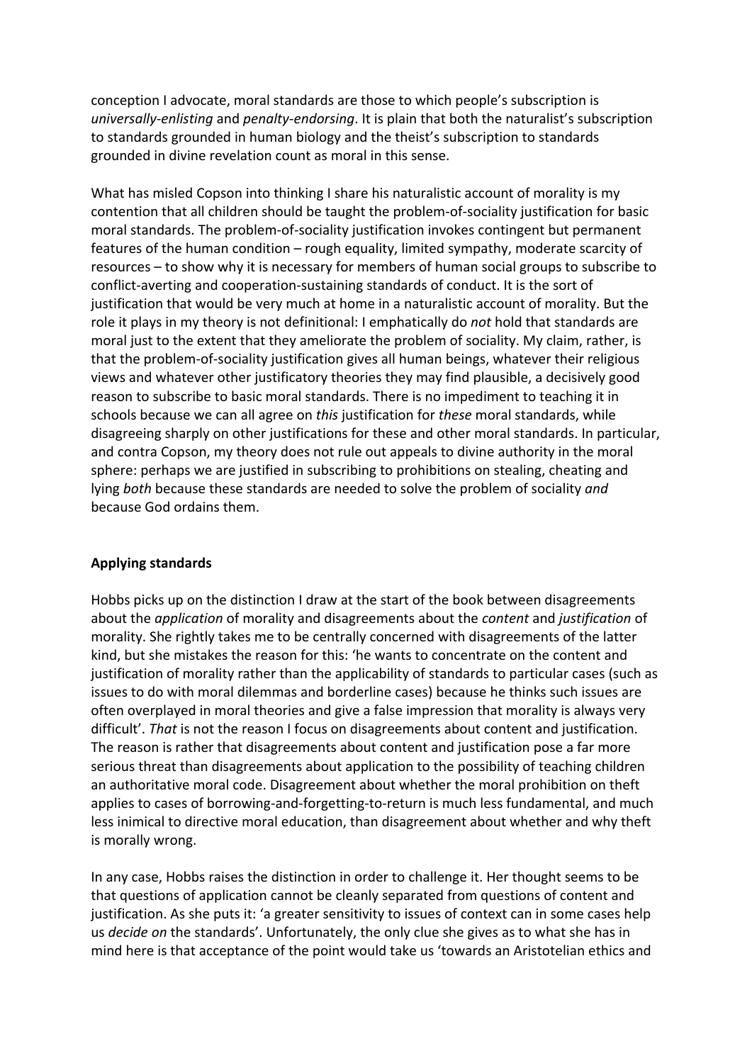conception I advocate, moral standards are those to which people's subscription is *universally-enlisting* and *penalty-endorsing*. It is plain that both the naturalist's subscription to standards grounded in human biology and the theist's subscription to standards grounded in divine revelation count as moral in this sense.

What has misled Copson into thinking I share his naturalistic account of morality is my contention that all children should be taught the problem-of-sociality justification for basic moral standards. The problem-of-sociality justification invokes contingent but permanent features of the human condition – rough equality, limited sympathy, moderate scarcity of resources – to show why it is necessary for members of human social groups to subscribe to conflict-averting and cooperation-sustaining standards of conduct. It is the sort of justification that would be very much at home in a naturalistic account of morality. But the role it plays in my theory is not definitional: I emphatically do *not* hold that standards are moral just to the extent that they ameliorate the problem of sociality. My claim, rather, is that the problem-of-sociality justification gives all human beings, whatever their religious views and whatever other justificatory theories they may find plausible, a decisively good reason to subscribe to basic moral standards. There is no impediment to teaching it in schools because we can all agree on *this* justification for *these* moral standards, while disagreeing sharply on other justifications for these and other moral standards. In particular, and contra Copson, my theory does not rule out appeals to divine authority in the moral sphere: perhaps we are justified in subscribing to prohibitions on stealing, cheating and lying *both* because these standards are needed to solve the problem of sociality *and* because God ordains them.

## Applying standards

Hobbs picks up on the distinction I draw at the start of the book between disagreements about the *application* of morality and disagreements about the *content* and *justification* of morality. She rightly takes me to be centrally concerned with disagreements of the latter kind, but she mistakes the reason for this: 'he wants to concentrate on the content and justification of morality rather than the applicability of standards to particular cases (such as issues to do with moral dilemmas and borderline cases) because he thinks such issues are often overplayed in moral theories and give a false impression that morality is always very difficult'. *That* is not the reason I focus on disagreements about content and justification. The reason is rather that disagreements about content and justification pose a far more serious threat than disagreements about application to the possibility of teaching children an authoritative moral code. Disagreement about whether the moral prohibition on theft applies to cases of borrowing-and-forgetting-to-return is much less fundamental, and much less inimical to directive moral education, than disagreement about whether and why theft is morally wrong.

In any case, Hobbs raises the distinction in order to challenge it. Her thought seems to be that questions of application cannot be cleanly separated from questions of content and justification. As she puts it: 'a greater sensitivity to issues of context can in some cases help us *decide on* the standards'. Unfortunately, the only clue she gives as to what she has in mind here is that acceptance of the point would take us 'towards an Aristotelian ethics and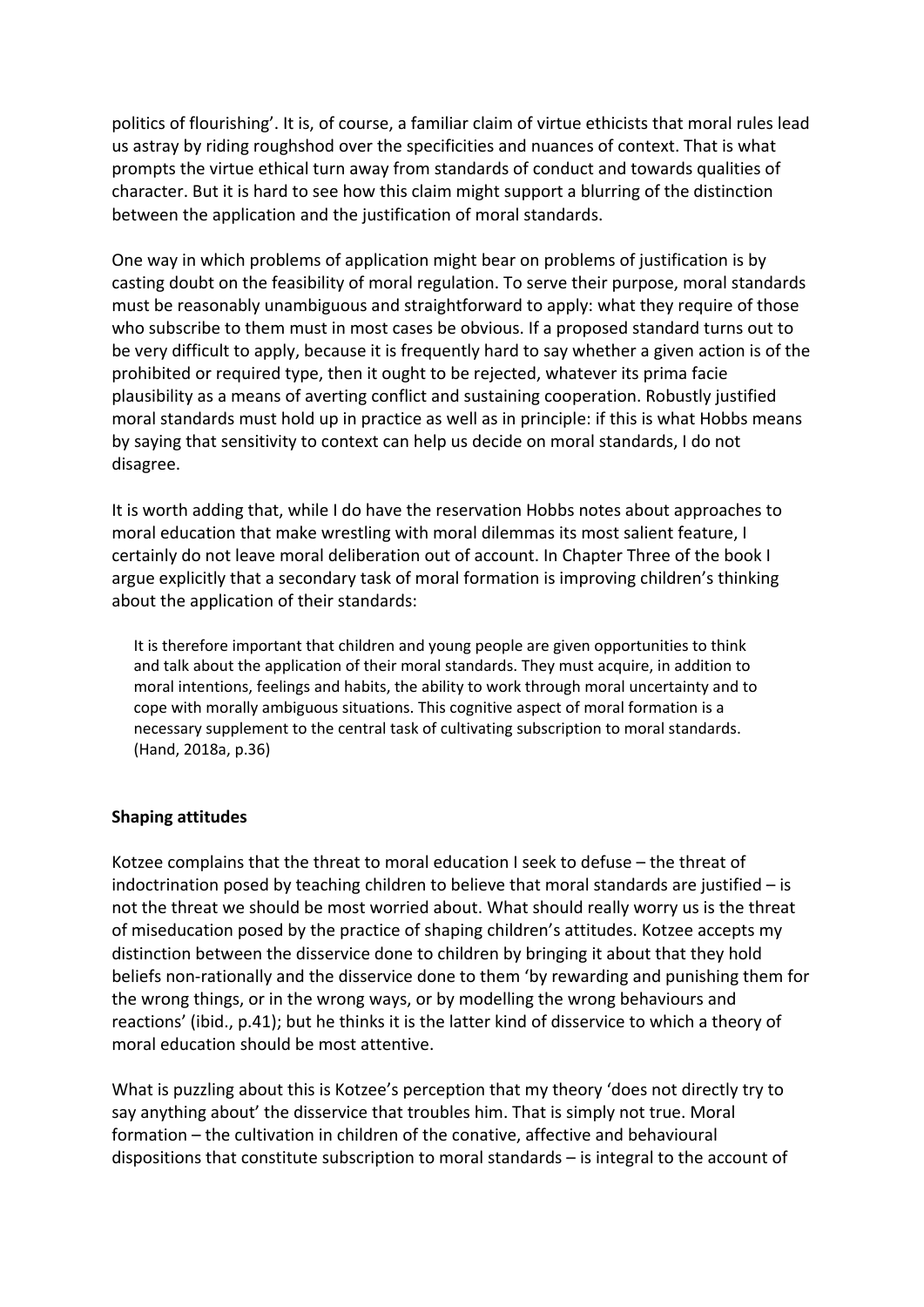politics of flourishing'. It is, of course, a familiar claim of virtue ethicists that moral rules lead us astray by riding roughshod over the specificities and nuances of context. That is what prompts the virtue ethical turn away from standards of conduct and towards qualities of character. But it is hard to see how this claim might support a blurring of the distinction between the application and the justification of moral standards.

One way in which problems of application might bear on problems of justification is by casting doubt on the feasibility of moral regulation. To serve their purpose, moral standards must be reasonably unambiguous and straightforward to apply: what they require of those who subscribe to them must in most cases be obvious. If a proposed standard turns out to be very difficult to apply, because it is frequently hard to say whether a given action is of the prohibited or required type, then it ought to be rejected, whatever its prima facie plausibility as a means of averting conflict and sustaining cooperation. Robustly justified moral standards must hold up in practice as well as in principle: if this is what Hobbs means by saying that sensitivity to context can help us decide on moral standards, I do not disagree.

It is worth adding that, while I do have the reservation Hobbs notes about approaches to moral education that make wrestling with moral dilemmas its most salient feature, I certainly do not leave moral deliberation out of account. In Chapter Three of the book I argue explicitly that a secondary task of moral formation is improving children's thinking about the application of their standards:

> It is therefore important that children and young people are given opportunities to think and talk about the application of their moral standards. They must acquire, in addition to moral intentions, feelings and habits, the ability to work through moral uncertainty and to cope with morally ambiguous situations. This cognitive aspect of moral formation is a necessary supplement to the central task of cultivating subscription to moral standards. (Hand, 2018a, p.36)

### Shaping attitudes

Kotzee complains that the threat to moral education I seek to defuse – the threat of indoctrination posed by teaching children to believe that moral standards are justified – is not the threat we should be most worried about. What should really worry us is the threat of miseducation posed by the practice of shaping children's attitudes. Kotzee accepts my distinction between the disservice done to children by bringing it about that they hold beliefs non-rationally and the disservice done to them 'by rewarding and punishing them for the wrong things, or in the wrong ways, or by modelling the wrong behaviours and reactions' (ibid., p.41); but he thinks it is the latter kind of disservice to which a theory of moral education should be most attentive.

What is puzzling about this is Kotzee's perception that my theory 'does not directly try to say anything about' the disservice that troubles him. That is simply not true. Moral formation – the cultivation in children of the conative, affective and behavioural dispositions that constitute subscription to moral standards – is integral to the account of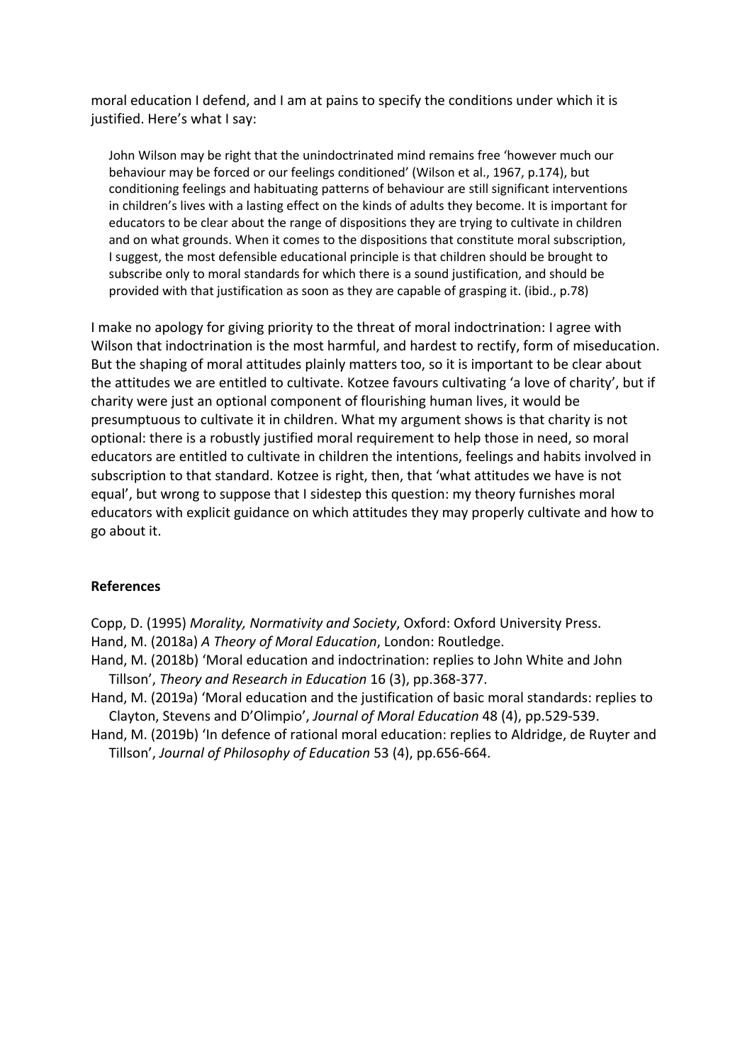moral education I defend, and I am at pains to specify the conditions under which it is justified. Here's what I say:

> John Wilson may be right that the unindoctrinated mind remains free 'however much our behaviour may be forced or our feelings conditioned' (Wilson et al., 1967, p.174), but conditioning feelings and habituating patterns of behaviour are still significant interventions in children's lives with a lasting effect on the kinds of adults they become. It is important for educators to be clear about the range of dispositions they are trying to cultivate in children and on what grounds. When it comes to the dispositions that constitute moral subscription, I suggest, the most defensible educational principle is that children should be brought to subscribe only to moral standards for which there is a sound justification, and should be provided with that justification as soon as they are capable of grasping it. (ibid., p.78)

I make no apology for giving priority to the threat of moral indoctrination: I agree with Wilson that indoctrination is the most harmful, and hardest to rectify, form of miseducation. But the shaping of moral attitudes plainly matters too, so it is important to be clear about the attitudes we are entitled to cultivate. Kotzee favours cultivating 'a love of charity', but if charity were just an optional component of flourishing human lives, it would be presumptuous to cultivate it in children. What my argument shows is that charity is not optional: there is a robustly justified moral requirement to help those in need, so moral educators are entitled to cultivate in children the intentions, feelings and habits involved in subscription to that standard. Kotzee is right, then, that 'what attitudes we have is not equal', but wrong to suppose that I sidestep this question: my theory furnishes moral educators with explicit guidance on which attitudes they may properly cultivate and how to go about it.

**References**

Copp, D. (1995) *Morality, Normativity and Society*, Oxford: Oxford University Press.

Hand, M. (2018a) *A Theory of Moral Education*, London: Routledge.

Hand, M. (2018b) 'Moral education and indoctrination: replies to John White and John Tillson', *Theory and Research in Education* 16 (3), pp.368-377.

Hand, M. (2019a) 'Moral education and the justification of basic moral standards: replies to Clayton, Stevens and D'Olimpio', *Journal of Moral Education* 48 (4), pp.529-539.

Hand, M. (2019b) 'In defence of rational moral education: replies to Aldridge, de Ruyter and Tillson', *Journal of Philosophy of Education* 53 (4), pp.656-664.